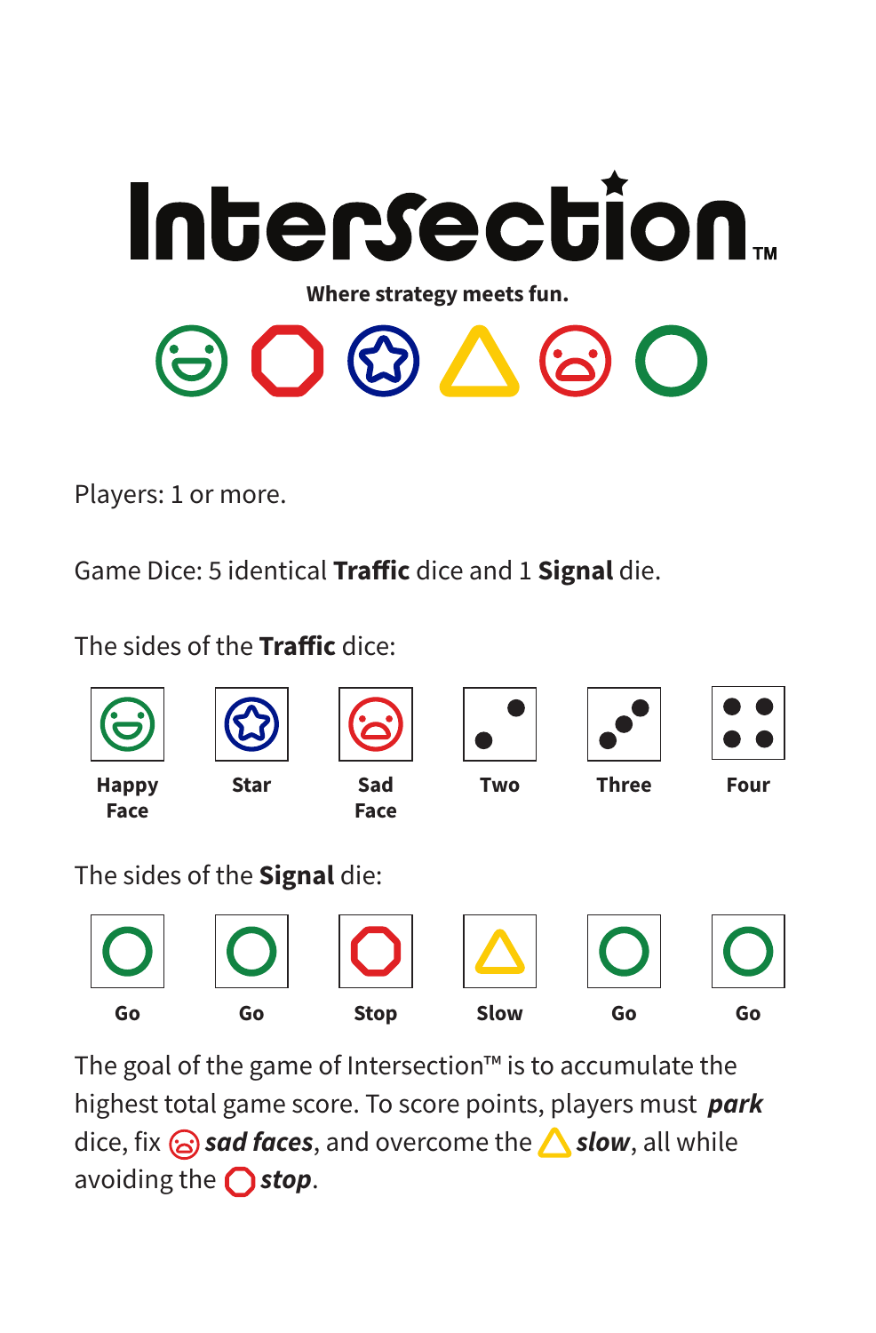# Intersection™

**Where strategy meets fun.**

Players: 1 or more.

Game Dice: 5 identical **Traffic** dice and 1 **Signal** die.

The sides of the **Traffic** dice:

| Happy Face | Star | Sad Face | Two | Three | Four |
|---|---|---|---|---|---|

The sides of the **Signal** die:

| Go | Go | Stop | Slow | Go | Go |
|---|---|---|---|---|---|

The goal of the game of Intersection™ is to accumulate the highest total game score. To score points, players must ***park*** dice, fix ***sad faces***, and overcome the ***slow***, all while avoiding the ***stop***.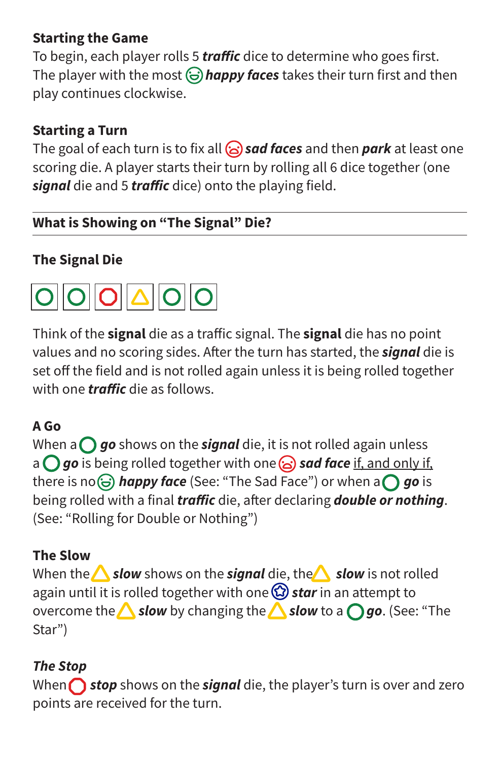**Starting the Game**

To begin, each player rolls 5 ***traffic*** dice to determine who goes first. The player with the most ***happy faces*** takes their turn first and then play continues clockwise.

**Starting a Turn**

The goal of each turn is to fix all ***sad faces*** and then ***park*** at least one scoring die. A player starts their turn by rolling all 6 dice together (one ***signal*** die and 5 ***traffic*** dice) onto the playing field.

---

**What is Showing on "The Signal" Die?**

---

**The Signal Die**

Think of the **signal** die as a traffic signal. The **signal** die has no point values and no scoring sides. After the turn has started, the ***signal*** die is set off the field and is not rolled again unless it is being rolled together with one ***traffic*** die as follows.

**A Go**

When a ***go*** shows on the ***signal*** die, it is not rolled again unless a ***go*** is being rolled together with one ***sad face*** if, and only if, there is no ***happy face*** (See: "The Sad Face") or when a ***go*** is being rolled with a final ***traffic*** die, after declaring ***double or nothing***. (See: "Rolling for Double or Nothing")

**The Slow**

When the ***slow*** shows on the ***signal*** die, the ***slow*** is not rolled again until it is rolled together with one ***star*** in an attempt to overcome the ***slow*** by changing the ***slow*** to a ***go***. (See: "The Star")

***The Stop***

When ***stop*** shows on the ***signal*** die, the player's turn is over and zero points are received for the turn.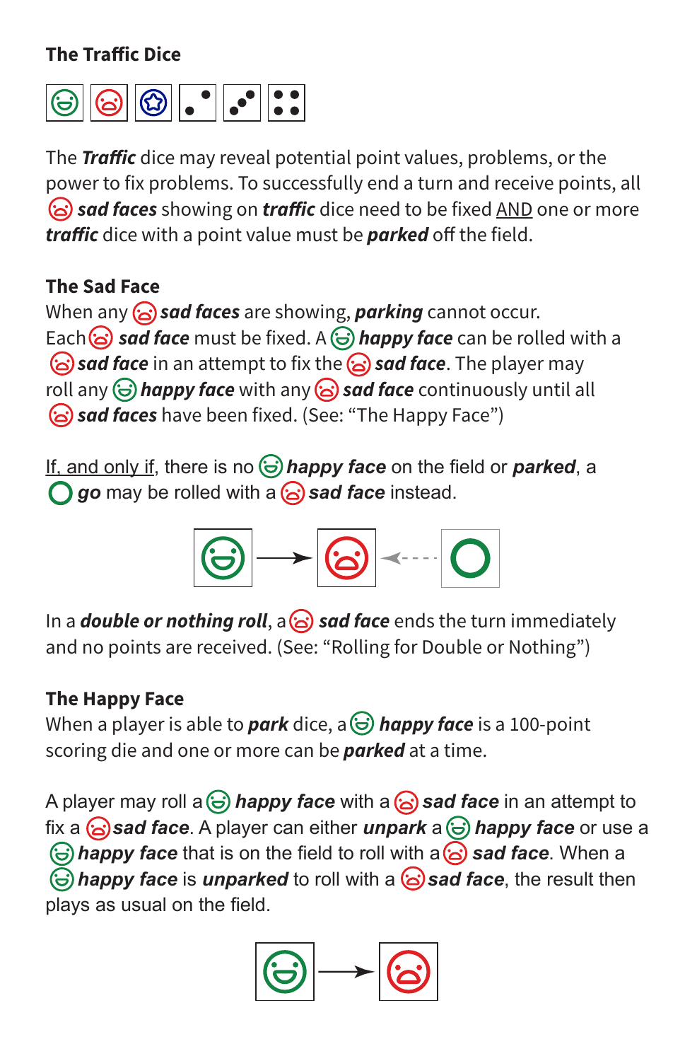**The Traffic Dice**

The ***Traffic*** dice may reveal potential point values, problems, or the power to fix problems. To successfully end a turn and receive points, all ***sad faces*** showing on ***traffic*** dice need to be fixed AND one or more ***traffic*** dice with a point value must be ***parked*** off the field.

**The Sad Face**

When any ***sad faces*** are showing, ***parking*** cannot occur. Each ***sad face*** must be fixed. A ***happy face*** can be rolled with a ***sad face*** in an attempt to fix the ***sad face***. The player may roll any ***happy face*** with any ***sad face*** continuously until all ***sad faces*** have been fixed. (See: "The Happy Face")

If, and only if, there is no ***happy face*** on the field or ***parked***, a ***go*** may be rolled with a ***sad face*** instead.

In a ***double or nothing roll***, a ***sad face*** ends the turn immediately and no points are received. (See: "Rolling for Double or Nothing")

**The Happy Face**

When a player is able to ***park*** dice, a ***happy face*** is a 100-point scoring die and one or more can be ***parked*** at a time.

A player may roll a ***happy face*** with a ***sad face*** in an attempt to fix a ***sad face***. A player can either ***unpark*** a ***happy face*** or use a ***happy face*** that is on the field to roll with a ***sad face***. When a ***happy face*** is ***unparked*** to roll with a ***sad face***, the result then plays as usual on the field.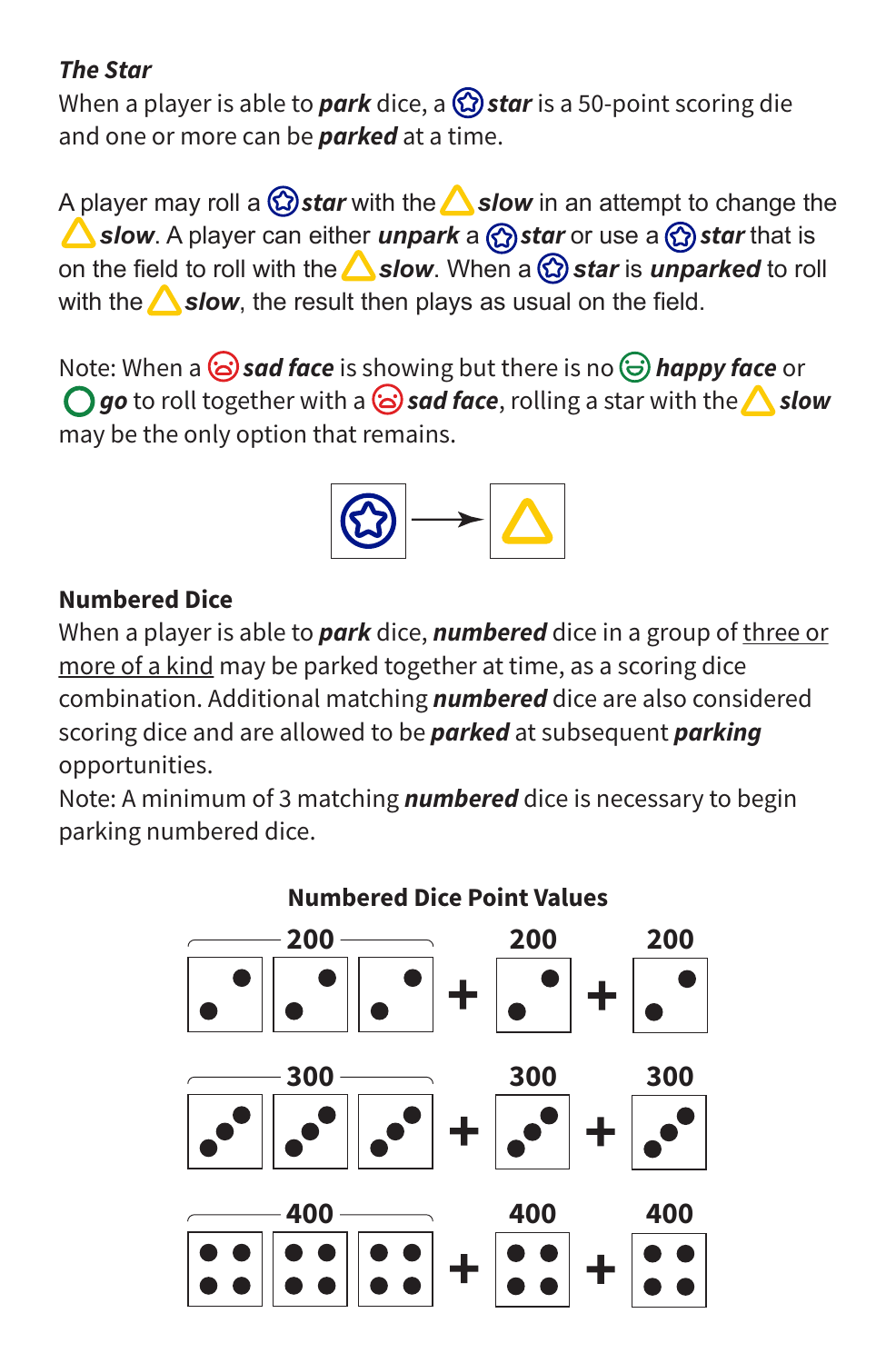***The Star***

When a player is able to ***park*** dice, a ***star*** is a 50-point scoring die and one or more can be ***parked*** at a time.

A player may roll a ***star*** with the ***slow*** in an attempt to change the ***slow***. A player can either ***unpark*** a ***star*** or use a ***star*** that is on the field to roll with the ***slow***. When a ***star*** is ***unparked*** to roll with the ***slow***, the result then plays as usual on the field.

Note: When a ***sad face*** is showing but there is no ***happy face*** or ***go*** to roll together with a ***sad face***, rolling a star with the ***slow*** may be the only option that remains.

**Numbered Dice**

When a player is able to ***park*** dice, ***numbered*** dice in a group of three or more of a kind may be parked together at time, as a scoring dice combination. Additional matching ***numbered*** dice are also considered scoring dice and are allowed to be ***parked*** at subsequent ***parking*** opportunities.

Note: A minimum of 3 matching ***numbered*** dice is necessary to begin parking numbered dice.

**Numbered Dice Point Values**

| Dice | Points |
| --- | --- |
| 2 2 2 | 200 |
| + 2 | 200 |
| + 2 | 200 |
| 3 3 3 | 300 |
| + 3 | 300 |
| + 3 | 300 |
| 4 4 4 | 400 |
| + 4 | 400 |
| + 4 | 400 |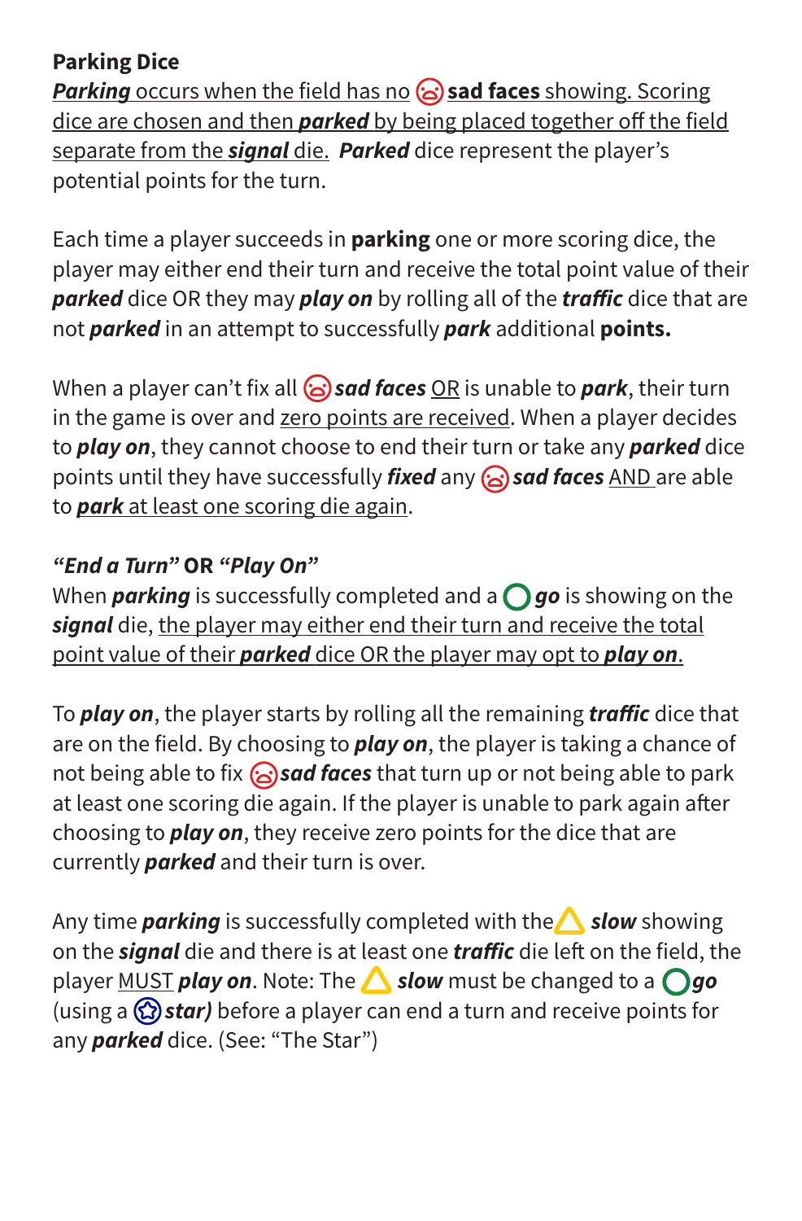**Parking Dice**

***Parking*** occurs when the field has no **sad faces** showing. Scoring dice are chosen and then ***parked*** by being placed together off the field separate from the ***signal*** die. ***Parked*** dice represent the player's potential points for the turn.

Each time a player succeeds in **parking** one or more scoring dice, the player may either end their turn and receive the total point value of their ***parked*** dice OR they may ***play on*** by rolling all of the ***traffic*** dice that are not ***parked*** in an attempt to successfully ***park*** additional **points.**

When a player can't fix all ***sad faces*** OR is unable to ***park***, their turn in the game is over and zero points are received. When a player decides to ***play on***, they cannot choose to end their turn or take any ***parked*** dice points until they have successfully ***fixed*** any ***sad faces*** AND are able to ***park*** at least one scoring die again.

***"End a Turn"* OR *"Play On"***

When ***parking*** is successfully completed and a ***go*** is showing on the ***signal*** die, the player may either end their turn and receive the total point value of their ***parked*** dice OR the player may opt to ***play on***.

To ***play on***, the player starts by rolling all the remaining ***traffic*** dice that are on the field. By choosing to ***play on***, the player is taking a chance of not being able to fix ***sad faces*** that turn up or not being able to park at least one scoring die again. If the player is unable to park again after choosing to ***play on***, they receive zero points for the dice that are currently ***parked*** and their turn is over.

Any time ***parking*** is successfully completed with the ***slow*** showing on the ***signal*** die and there is at least one ***traffic*** die left on the field, the player MUST ***play on***. Note: The ***slow*** must be changed to a ***go*** (using a ***star)*** before a player can end a turn and receive points for any ***parked*** dice. (See: "The Star")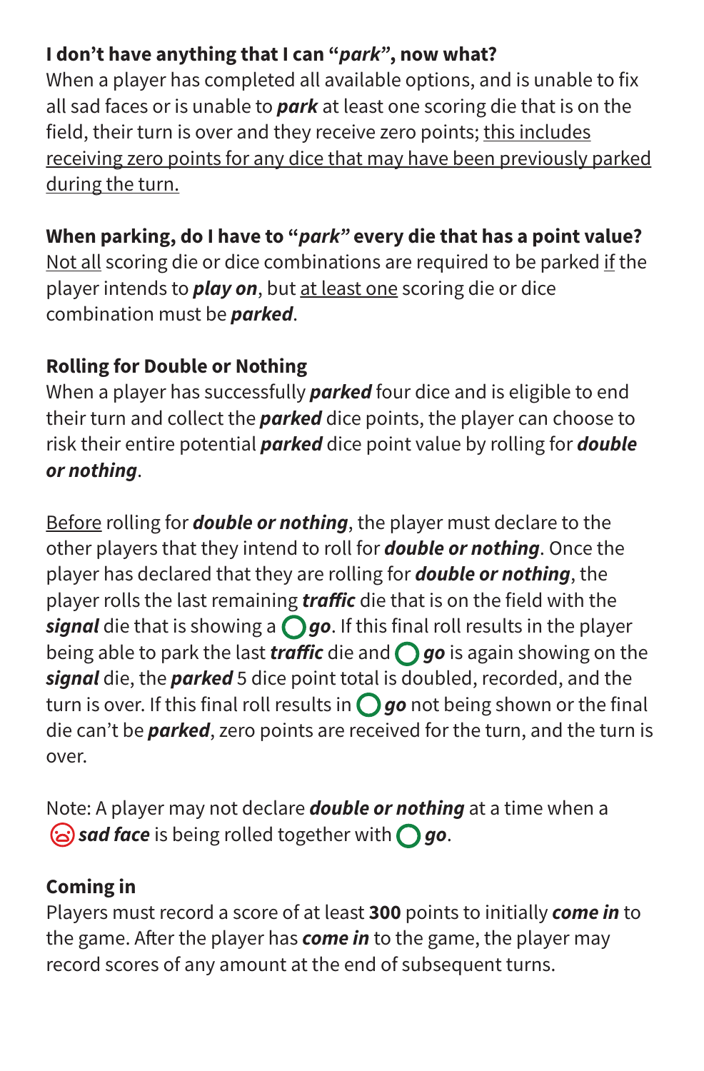**I don't have anything that I can "*park*", now what?**
When a player has completed all available options, and is unable to fix all sad faces or is unable to ***park*** at least one scoring die that is on the field, their turn is over and they receive zero points; this includes receiving zero points for any dice that may have been previously parked during the turn.

**When parking, do I have to "*park*" every die that has a point value?**
Not all scoring die or dice combinations are required to be parked if the player intends to ***play on***, but at least one scoring die or dice combination must be ***parked***.

**Rolling for Double or Nothing**
When a player has successfully ***parked*** four dice and is eligible to end their turn and collect the ***parked*** dice points, the player can choose to risk their entire potential ***parked*** dice point value by rolling for ***double or nothing***.

Before rolling for ***double or nothing***, the player must declare to the other players that they intend to roll for ***double or nothing***. Once the player has declared that they are rolling for ***double or nothing***, the player rolls the last remaining ***traffic*** die that is on the field with the ***signal*** die that is showing a ◯ ***go***. If this final roll results in the player being able to park the last ***traffic*** die and ◯ ***go*** is again showing on the ***signal*** die, the ***parked*** 5 dice point total is doubled, recorded, and the turn is over. If this final roll results in ◯ ***go*** not being shown or the final die can't be ***parked***, zero points are received for the turn, and the turn is over.

Note: A player may not declare ***double or nothing*** at a time when a ☹ ***sad face*** is being rolled together with ◯ ***go***.

**Coming in**
Players must record a score of at least **300** points to initially ***come in*** to the game. After the player has ***come in*** to the game, the player may record scores of any amount at the end of subsequent turns.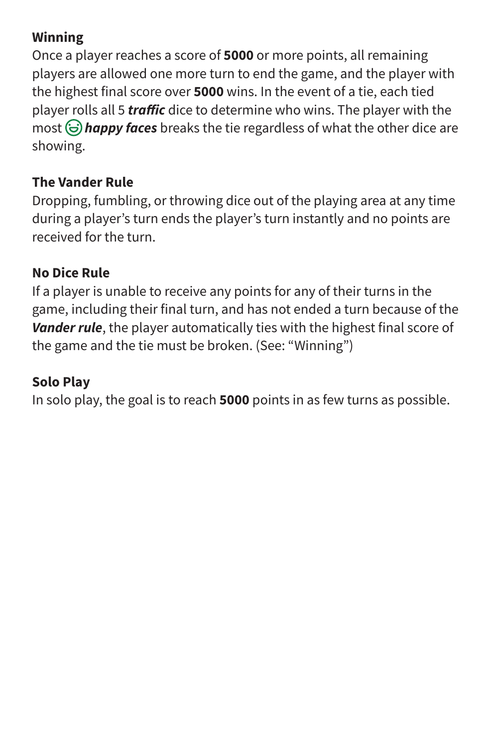**Winning**

Once a player reaches a score of **5000** or more points, all remaining players are allowed one more turn to end the game, and the player with the highest final score over **5000** wins. In the event of a tie, each tied player rolls all 5 ***traffic*** dice to determine who wins. The player with the most ***happy faces*** breaks the tie regardless of what the other dice are showing.

**The Vander Rule**

Dropping, fumbling, or throwing dice out of the playing area at any time during a player's turn ends the player's turn instantly and no points are received for the turn.

**No Dice Rule**

If a player is unable to receive any points for any of their turns in the game, including their final turn, and has not ended a turn because of the ***Vander rule***, the player automatically ties with the highest final score of the game and the tie must be broken. (See: "Winning")

**Solo Play**

In solo play, the goal is to reach **5000** points in as few turns as possible.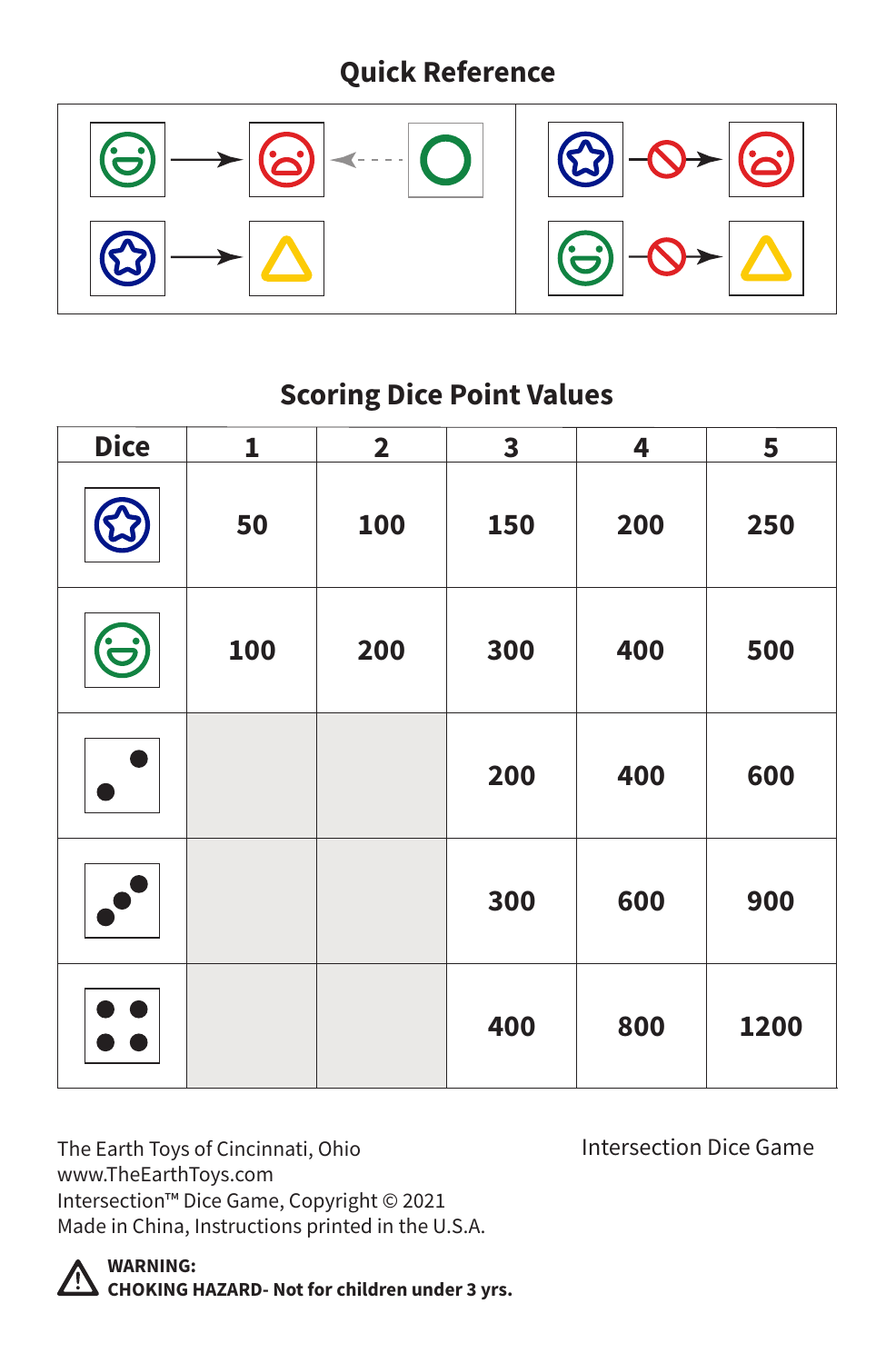## Quick Reference

## Scoring Dice Point Values

| Dice | 1 | 2 | 3 | 4 | 5 |
| --- | --- | --- | --- | --- | --- |
| | 50 | 100 | 150 | 200 | 250 |
| | 100 | 200 | 300 | 400 | 500 |
| | | | 200 | 400 | 600 |
| | | | 300 | 600 | 900 |
| | | | 400 | 800 | 1200 |

The Earth Toys of Cincinnati, Ohio
www.TheEarthToys.com
Intersection™ Dice Game, Copyright © 2021
Made in China, Instructions printed in the U.S.A.

Intersection Dice Game

**WARNING:**
**CHOKING HAZARD- Not for children under 3 yrs.**